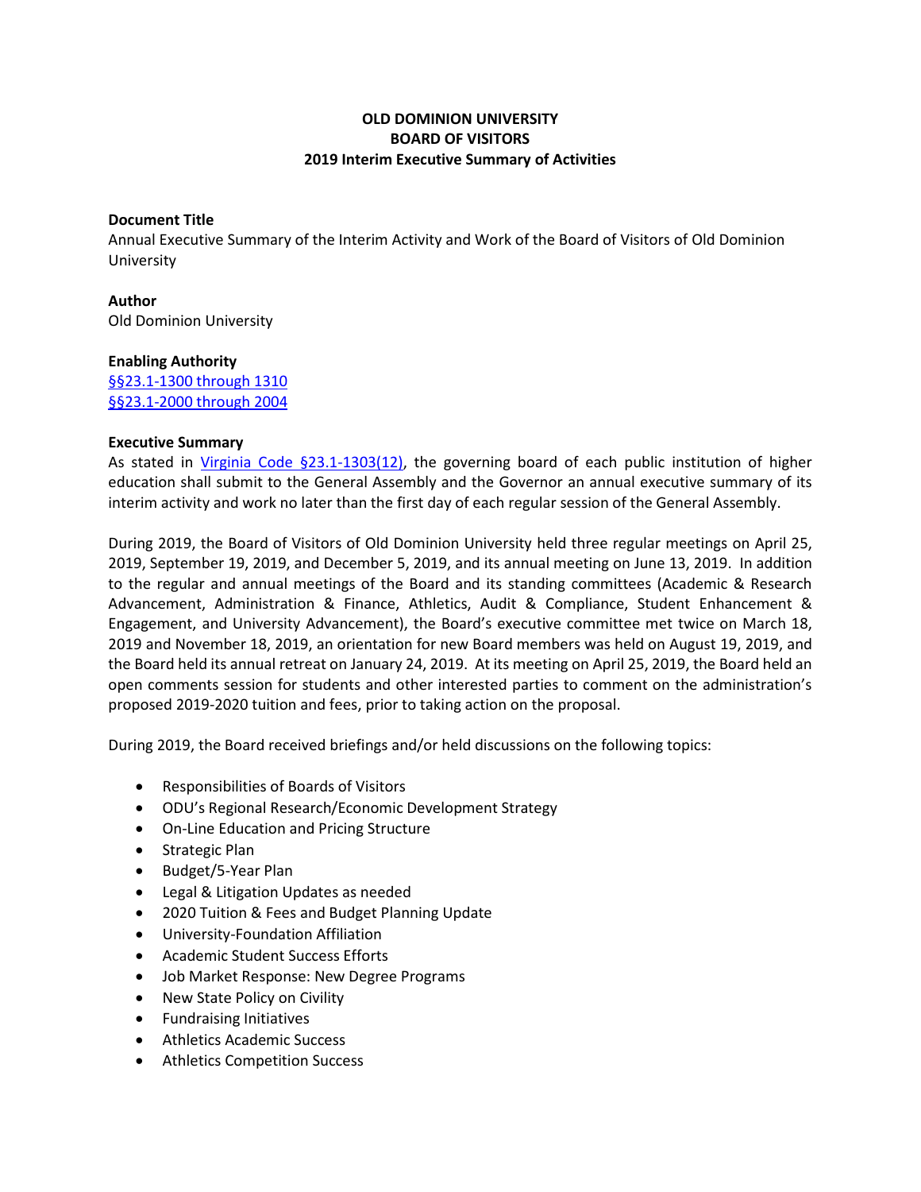**OLD DOMINION UNIVERSITY**
**BOARD OF VISITORS**
**2019 Interim Executive Summary of Activities**

**Document Title**
Annual Executive Summary of the Interim Activity and Work of the Board of Visitors of Old Dominion University

**Author**
Old Dominion University

**Enabling Authority**
§§23.1-1300 through 1310
§§23.1-2000 through 2004

**Executive Summary**
As stated in Virginia Code §23.1-1303(12), the governing board of each public institution of higher education shall submit to the General Assembly and the Governor an annual executive summary of its interim activity and work no later than the first day of each regular session of the General Assembly.

During 2019, the Board of Visitors of Old Dominion University held three regular meetings on April 25, 2019, September 19, 2019, and December 5, 2019, and its annual meeting on June 13, 2019. In addition to the regular and annual meetings of the Board and its standing committees (Academic & Research Advancement, Administration & Finance, Athletics, Audit & Compliance, Student Enhancement & Engagement, and University Advancement), the Board's executive committee met twice on March 18, 2019 and November 18, 2019, an orientation for new Board members was held on August 19, 2019, and the Board held its annual retreat on January 24, 2019. At its meeting on April 25, 2019, the Board held an open comments session for students and other interested parties to comment on the administration's proposed 2019-2020 tuition and fees, prior to taking action on the proposal.

During 2019, the Board received briefings and/or held discussions on the following topics:

- Responsibilities of Boards of Visitors
- ODU's Regional Research/Economic Development Strategy
- On-Line Education and Pricing Structure
- Strategic Plan
- Budget/5-Year Plan
- Legal & Litigation Updates as needed
- 2020 Tuition & Fees and Budget Planning Update
- University-Foundation Affiliation
- Academic Student Success Efforts
- Job Market Response: New Degree Programs
- New State Policy on Civility
- Fundraising Initiatives
- Athletics Academic Success
- Athletics Competition Success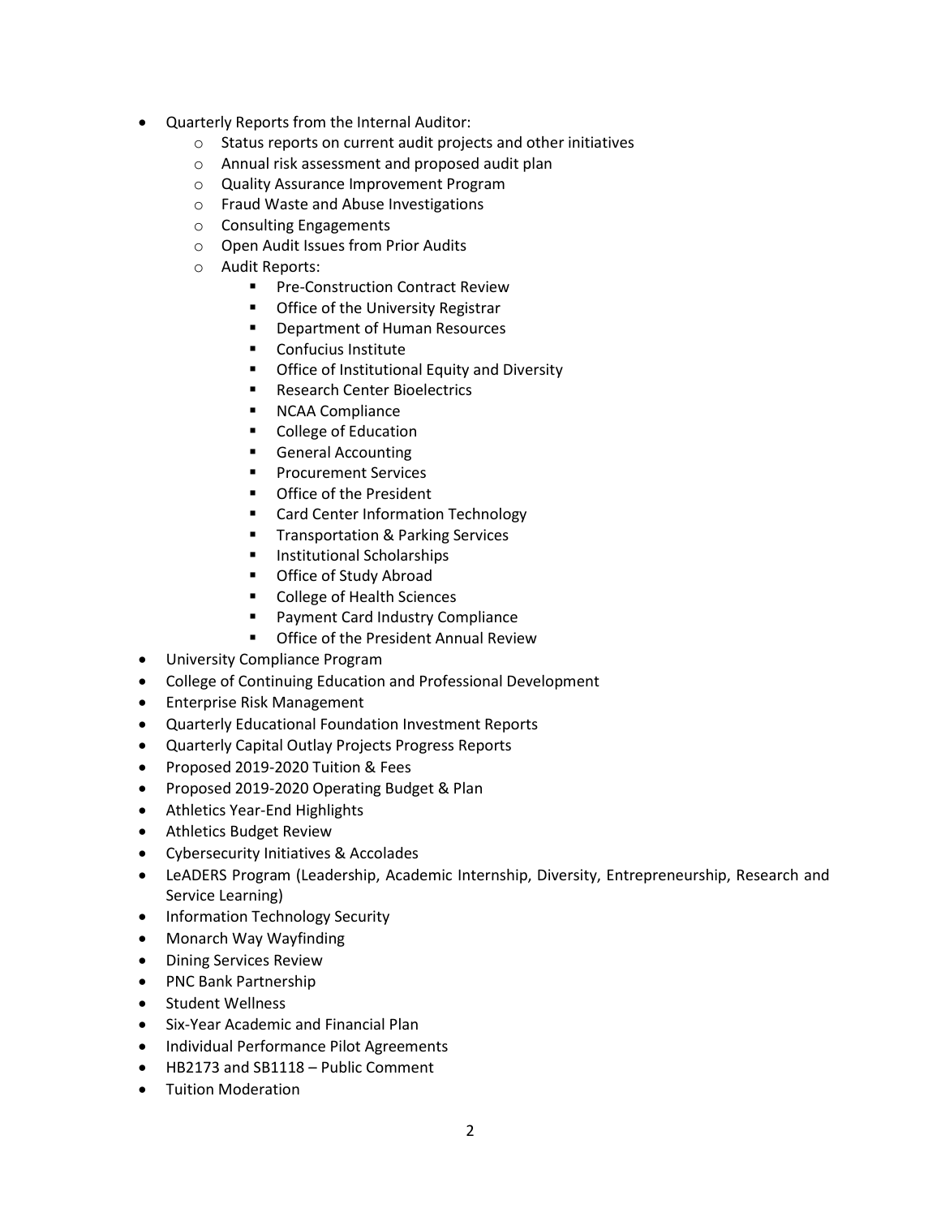- Quarterly Reports from the Internal Auditor:
  - Status reports on current audit projects and other initiatives
  - Annual risk assessment and proposed audit plan
  - Quality Assurance Improvement Program
  - Fraud Waste and Abuse Investigations
  - Consulting Engagements
  - Open Audit Issues from Prior Audits
  - Audit Reports:
    - Pre-Construction Contract Review
    - Office of the University Registrar
    - Department of Human Resources
    - Confucius Institute
    - Office of Institutional Equity and Diversity
    - Research Center Bioelectrics
    - NCAA Compliance
    - College of Education
    - General Accounting
    - Procurement Services
    - Office of the President
    - Card Center Information Technology
    - Transportation & Parking Services
    - Institutional Scholarships
    - Office of Study Abroad
    - College of Health Sciences
    - Payment Card Industry Compliance
    - Office of the President Annual Review
- University Compliance Program
- College of Continuing Education and Professional Development
- Enterprise Risk Management
- Quarterly Educational Foundation Investment Reports
- Quarterly Capital Outlay Projects Progress Reports
- Proposed 2019-2020 Tuition & Fees
- Proposed 2019-2020 Operating Budget & Plan
- Athletics Year-End Highlights
- Athletics Budget Review
- Cybersecurity Initiatives & Accolades
- LeADERS Program (Leadership, Academic Internship, Diversity, Entrepreneurship, Research and Service Learning)
- Information Technology Security
- Monarch Way Wayfinding
- Dining Services Review
- PNC Bank Partnership
- Student Wellness
- Six-Year Academic and Financial Plan
- Individual Performance Pilot Agreements
- HB2173 and SB1118 – Public Comment
- Tuition Moderation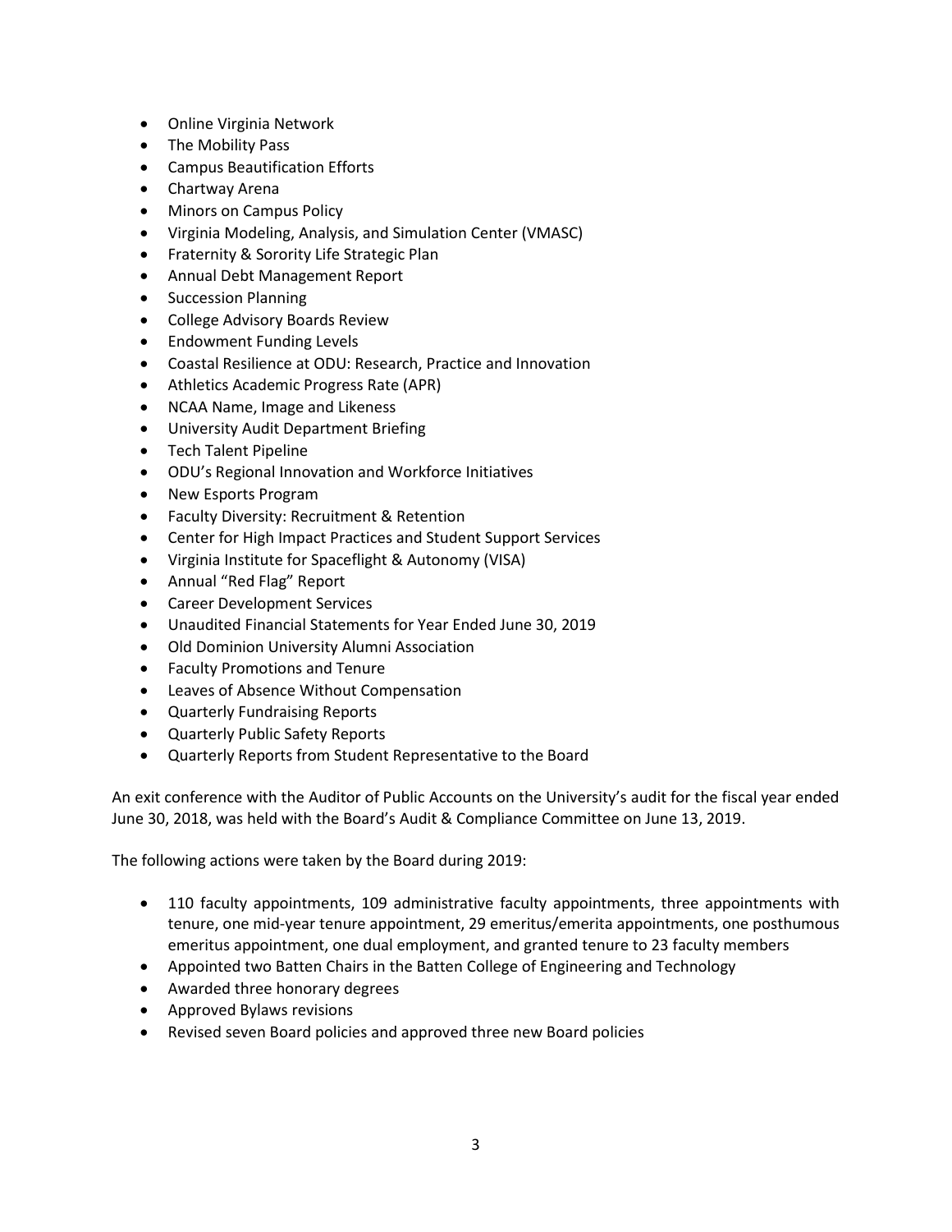- Online Virginia Network
- The Mobility Pass
- Campus Beautification Efforts
- Chartway Arena
- Minors on Campus Policy
- Virginia Modeling, Analysis, and Simulation Center (VMASC)
- Fraternity & Sorority Life Strategic Plan
- Annual Debt Management Report
- Succession Planning
- College Advisory Boards Review
- Endowment Funding Levels
- Coastal Resilience at ODU: Research, Practice and Innovation
- Athletics Academic Progress Rate (APR)
- NCAA Name, Image and Likeness
- University Audit Department Briefing
- Tech Talent Pipeline
- ODU's Regional Innovation and Workforce Initiatives
- New Esports Program
- Faculty Diversity: Recruitment & Retention
- Center for High Impact Practices and Student Support Services
- Virginia Institute for Spaceflight & Autonomy (VISA)
- Annual "Red Flag" Report
- Career Development Services
- Unaudited Financial Statements for Year Ended June 30, 2019
- Old Dominion University Alumni Association
- Faculty Promotions and Tenure
- Leaves of Absence Without Compensation
- Quarterly Fundraising Reports
- Quarterly Public Safety Reports
- Quarterly Reports from Student Representative to the Board

An exit conference with the Auditor of Public Accounts on the University's audit for the fiscal year ended June 30, 2018, was held with the Board's Audit & Compliance Committee on June 13, 2019.

The following actions were taken by the Board during 2019:

- 110 faculty appointments, 109 administrative faculty appointments, three appointments with tenure, one mid-year tenure appointment, 29 emeritus/emerita appointments, one posthumous emeritus appointment, one dual employment, and granted tenure to 23 faculty members
- Appointed two Batten Chairs in the Batten College of Engineering and Technology
- Awarded three honorary degrees
- Approved Bylaws revisions
- Revised seven Board policies and approved three new Board policies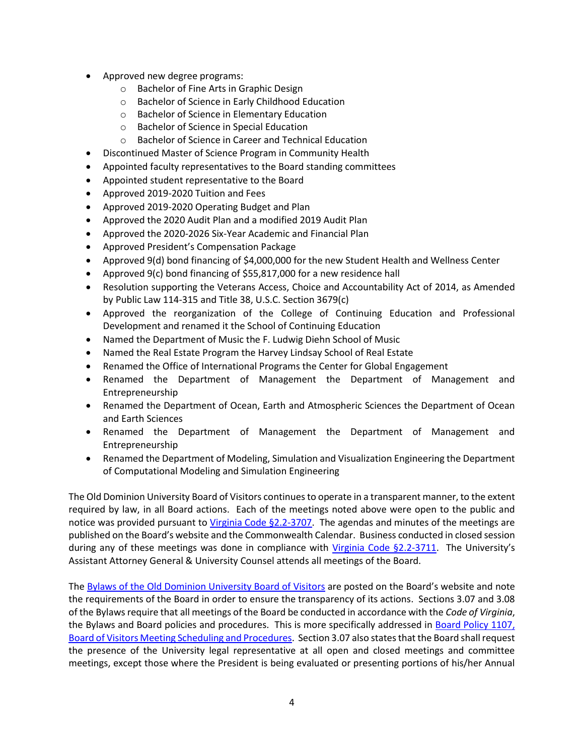- Approved new degree programs:
  - Bachelor of Fine Arts in Graphic Design
  - Bachelor of Science in Early Childhood Education
  - Bachelor of Science in Elementary Education
  - Bachelor of Science in Special Education
  - Bachelor of Science in Career and Technical Education
- Discontinued Master of Science Program in Community Health
- Appointed faculty representatives to the Board standing committees
- Appointed student representative to the Board
- Approved 2019-2020 Tuition and Fees
- Approved 2019-2020 Operating Budget and Plan
- Approved the 2020 Audit Plan and a modified 2019 Audit Plan
- Approved the 2020-2026 Six-Year Academic and Financial Plan
- Approved President's Compensation Package
- Approved 9(d) bond financing of $4,000,000 for the new Student Health and Wellness Center
- Approved 9(c) bond financing of $55,817,000 for a new residence hall
- Resolution supporting the Veterans Access, Choice and Accountability Act of 2014, as Amended by Public Law 114-315 and Title 38, U.S.C. Section 3679(c)
- Approved the reorganization of the College of Continuing Education and Professional Development and renamed it the School of Continuing Education
- Named the Department of Music the F. Ludwig Diehn School of Music
- Named the Real Estate Program the Harvey Lindsay School of Real Estate
- Renamed the Office of International Programs the Center for Global Engagement
- Renamed the Department of Management the Department of Management and Entrepreneurship
- Renamed the Department of Ocean, Earth and Atmospheric Sciences the Department of Ocean and Earth Sciences
- Renamed the Department of Management the Department of Management and Entrepreneurship
- Renamed the Department of Modeling, Simulation and Visualization Engineering the Department of Computational Modeling and Simulation Engineering

The Old Dominion University Board of Visitors continues to operate in a transparent manner, to the extent required by law, in all Board actions. Each of the meetings noted above were open to the public and notice was provided pursuant to Virginia Code §2.2-3707. The agendas and minutes of the meetings are published on the Board's website and the Commonwealth Calendar. Business conducted in closed session during any of these meetings was done in compliance with Virginia Code §2.2-3711. The University's Assistant Attorney General & University Counsel attends all meetings of the Board.

The Bylaws of the Old Dominion University Board of Visitors are posted on the Board's website and note the requirements of the Board in order to ensure the transparency of its actions. Sections 3.07 and 3.08 of the Bylaws require that all meetings of the Board be conducted in accordance with the *Code of Virginia*, the Bylaws and Board policies and procedures. This is more specifically addressed in Board Policy 1107, Board of Visitors Meeting Scheduling and Procedures. Section 3.07 also states that the Board shall request the presence of the University legal representative at all open and closed meetings and committee meetings, except those where the President is being evaluated or presenting portions of his/her Annual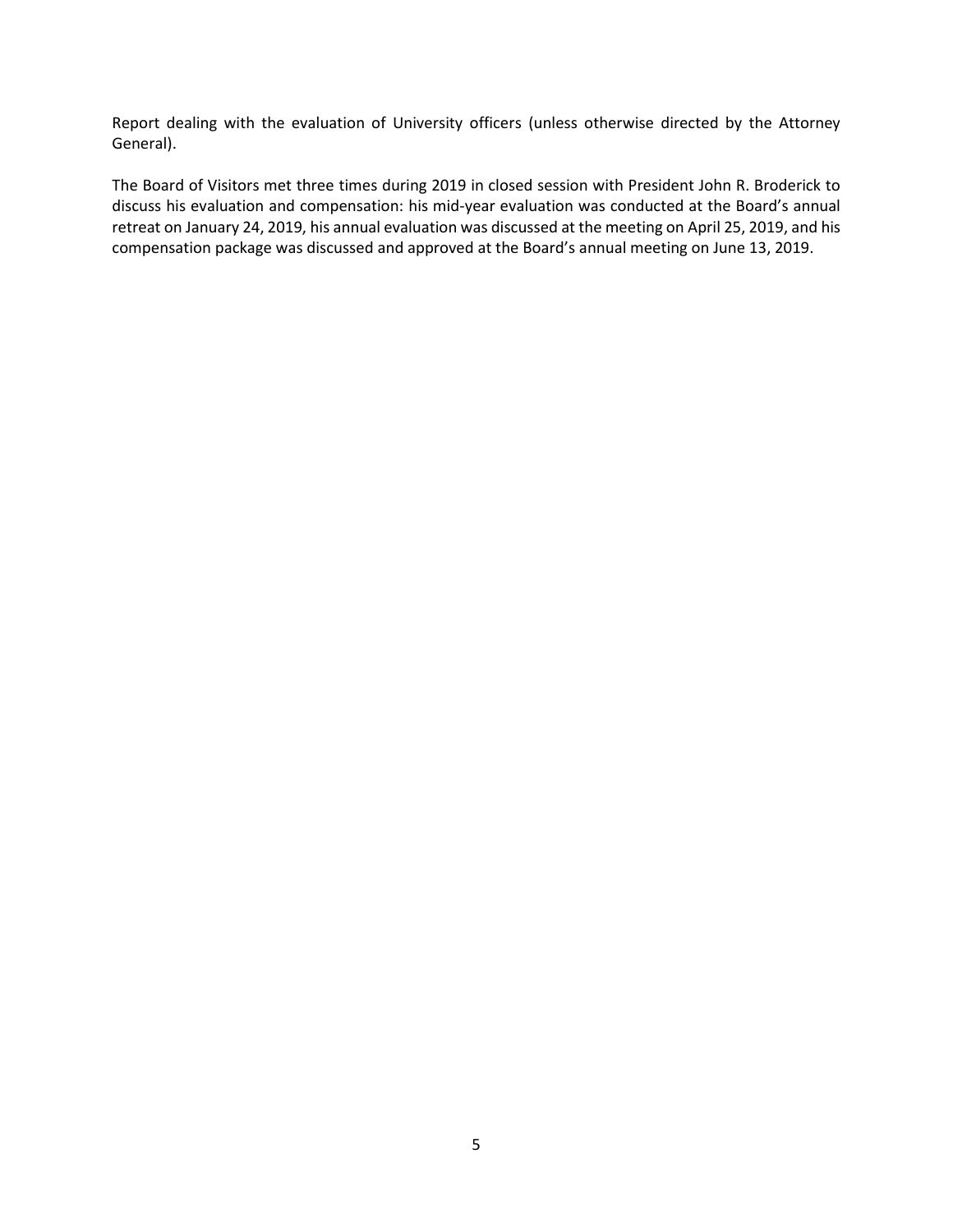Report dealing with the evaluation of University officers (unless otherwise directed by the Attorney General).

The Board of Visitors met three times during 2019 in closed session with President John R. Broderick to discuss his evaluation and compensation: his mid-year evaluation was conducted at the Board's annual retreat on January 24, 2019, his annual evaluation was discussed at the meeting on April 25, 2019, and his compensation package was discussed and approved at the Board's annual meeting on June 13, 2019.